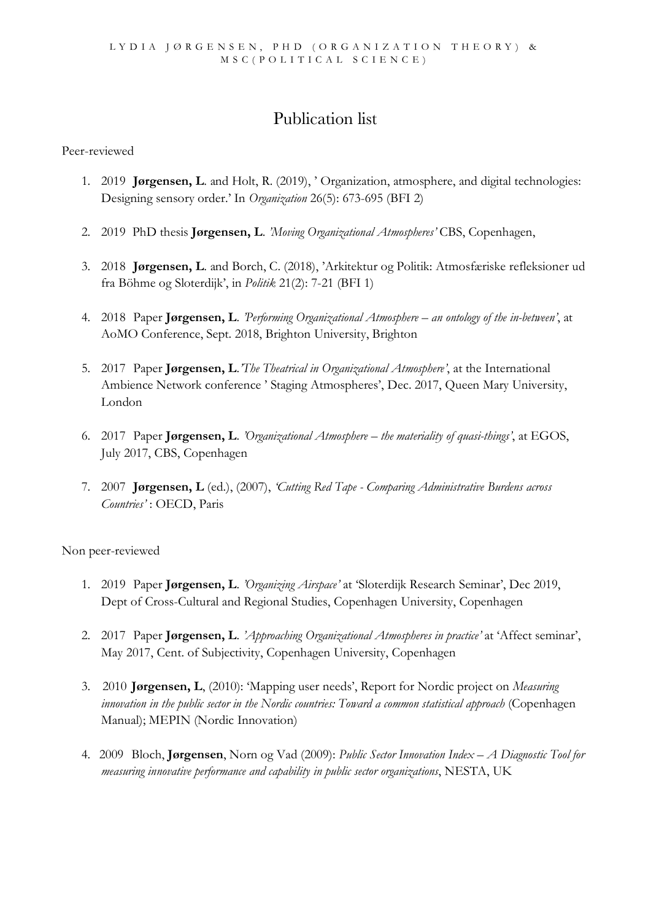LYDIA JØRGENSEN, PHD (ORGANIZATION THEORY) & MSC(POLITICAL SCIENCE)

# Publication list

Peer-reviewed

1. 2019 **Jørgensen, L**. and Holt, R. (2019), ' Organization, atmosphere, and digital technologies: Designing sensory order.' In *Organization* 26(5): 673-695 (BFI 2)

2. 2019 PhD thesis **Jørgensen, L**. *'Moving Organizational Atmospheres'* CBS, Copenhagen,

3. 2018 **Jørgensen, L**. and Borch, C. (2018), 'Arkitektur og Politik: Atmosfæriske refleksioner ud fra Böhme og Sloterdijk', in *Politik* 21(2): 7-21 (BFI 1)

4. 2018 Paper **Jørgensen, L**. *'Performing Organizational Atmosphere – an ontology of the in-between'*, at AoMO Conference, Sept. 2018, Brighton University, Brighton

5. 2017 Paper **Jørgensen, L**.*'The Theatrical in Organizational Atmosphere'*, at the International Ambience Network conference ' Staging Atmospheres', Dec. 2017, Queen Mary University, London

6. 2017 Paper **Jørgensen, L**. *'Organizational Atmosphere – the materiality of quasi-things'*, at EGOS, July 2017, CBS, Copenhagen

7. 2007 **Jørgensen, L** (ed.), (2007), *'Cutting Red Tape - Comparing Administrative Burdens across Countries'* : OECD, Paris

Non peer-reviewed

1. 2019 Paper **Jørgensen, L**. *'Organizing Airspace'* at 'Sloterdijk Research Seminar', Dec 2019, Dept of Cross-Cultural and Regional Studies, Copenhagen University, Copenhagen

2. 2017 Paper **Jørgensen, L**. *'Approaching Organizational Atmospheres in practice'* at 'Affect seminar', May 2017, Cent. of Subjectivity, Copenhagen University, Copenhagen

3. 2010 **Jørgensen, L**, (2010): 'Mapping user needs', Report for Nordic project on *Measuring innovation in the public sector in the Nordic countries: Toward a common statistical approach* (Copenhagen Manual); MEPIN (Nordic Innovation)

4. 2009 Bloch, **Jørgensen**, Norn og Vad (2009): *Public Sector Innovation Index – A Diagnostic Tool for measuring innovative performance and capability in public sector organizations*, NESTA, UK